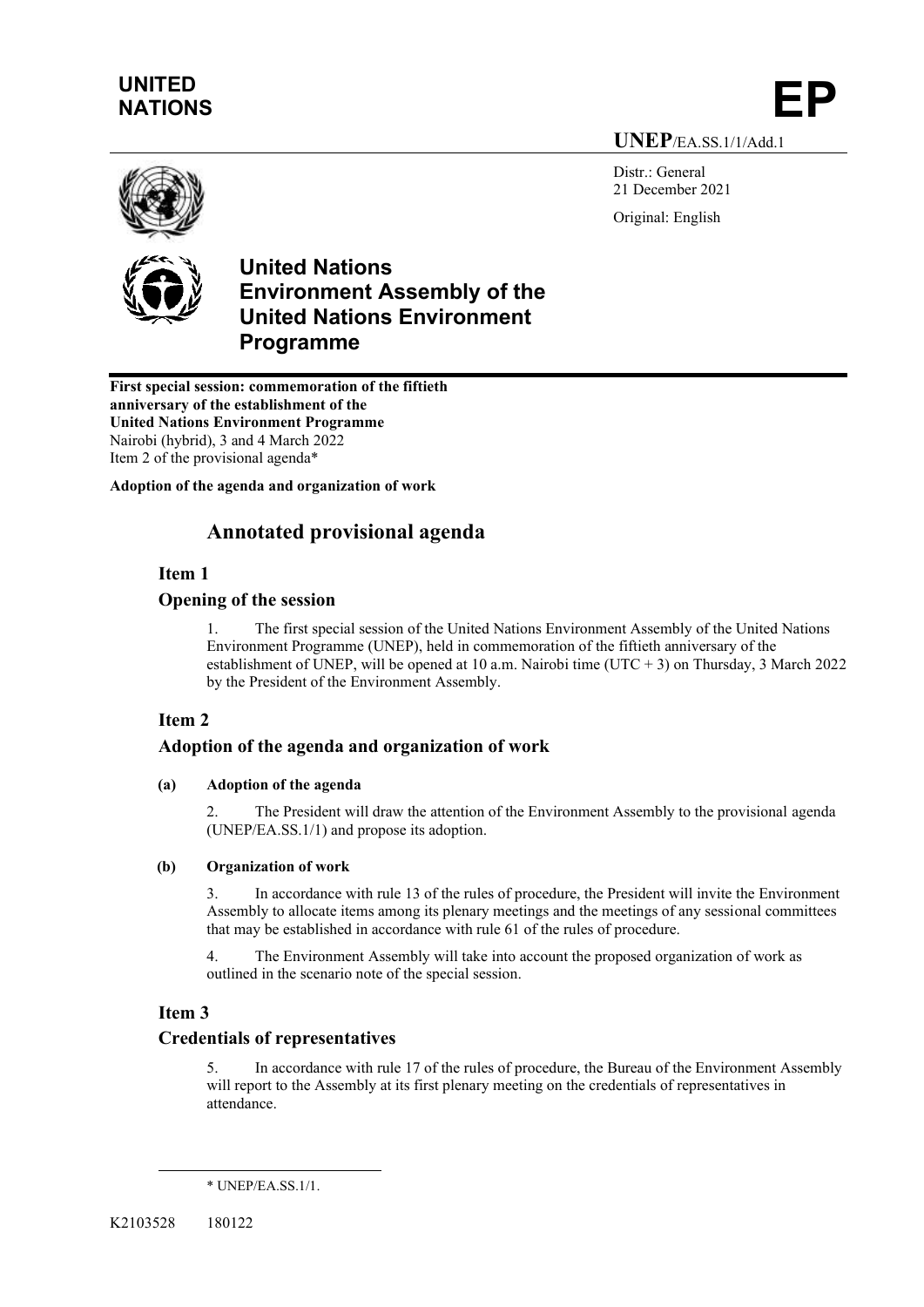**UNITED NATIONS** **EP**

**UNEP**/EA.SS.1/1/Add.1

Distr.: General
21 December 2021

Original: English

# United Nations Environment Assembly of the United Nations Environment Programme

**First special session: commemoration of the fiftieth anniversary of the establishment of the United Nations Environment Programme**
Nairobi (hybrid), 3 and 4 March 2022
Item 2 of the provisional agenda*

**Adoption of the agenda and organization of work**

## Annotated provisional agenda

### Item 1

### Opening of the session

1. The first special session of the United Nations Environment Assembly of the United Nations Environment Programme (UNEP), held in commemoration of the fiftieth anniversary of the establishment of UNEP, will be opened at 10 a.m. Nairobi time (UTC + 3) on Thursday, 3 March 2022 by the President of the Environment Assembly.

### Item 2

### Adoption of the agenda and organization of work

#### (a) Adoption of the agenda

2. The President will draw the attention of the Environment Assembly to the provisional agenda (UNEP/EA.SS.1/1) and propose its adoption.

#### (b) Organization of work

3. In accordance with rule 13 of the rules of procedure, the President will invite the Environment Assembly to allocate items among its plenary meetings and the meetings of any sessional committees that may be established in accordance with rule 61 of the rules of procedure.

4. The Environment Assembly will take into account the proposed organization of work as outlined in the scenario note of the special session.

### Item 3

### Credentials of representatives

5. In accordance with rule 17 of the rules of procedure, the Bureau of the Environment Assembly will report to the Assembly at its first plenary meeting on the credentials of representatives in attendance.

---

* UNEP/EA.SS.1/1.

K2103528 180122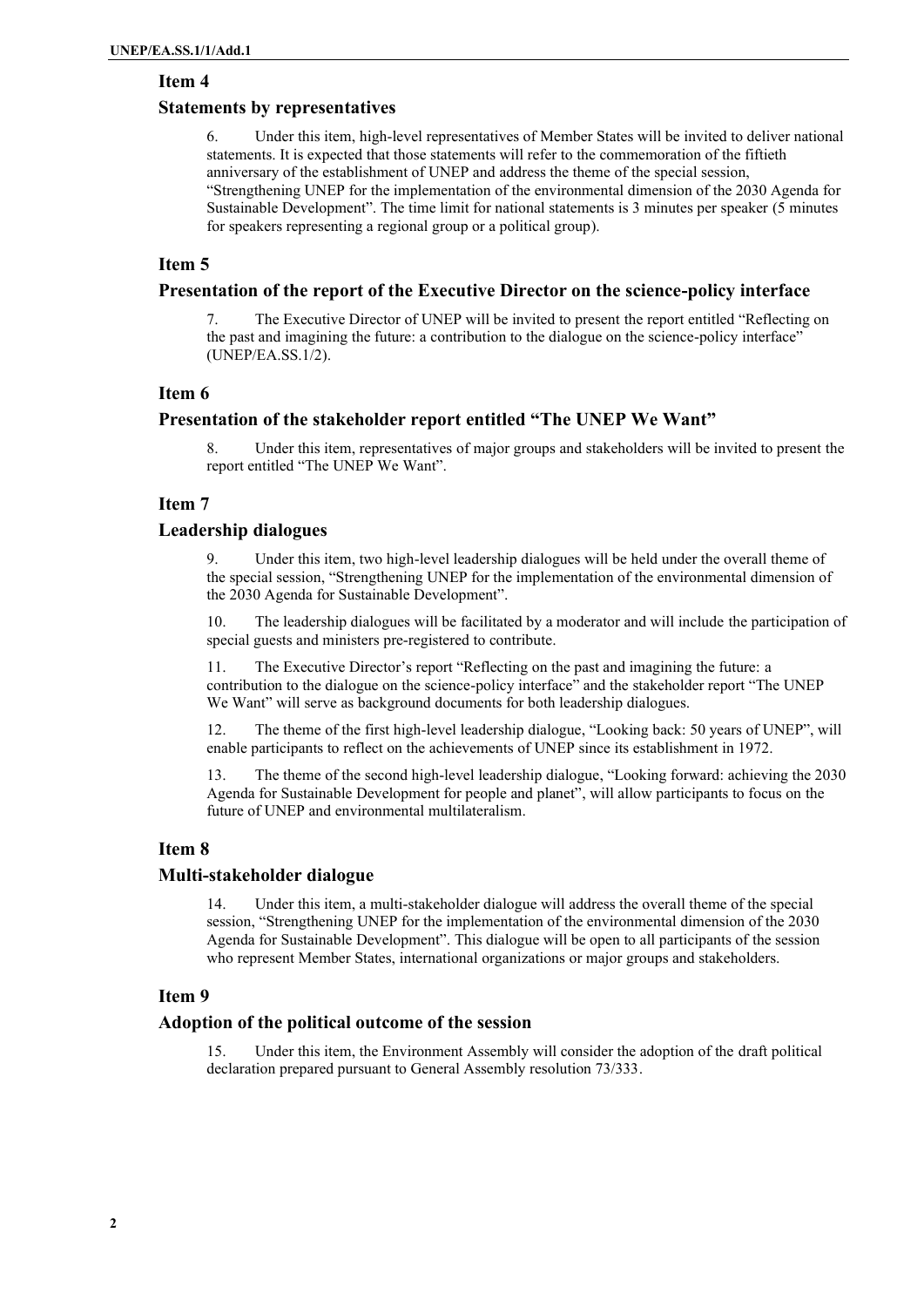## Item 4

### Statements by representatives

6. Under this item, high-level representatives of Member States will be invited to deliver national statements. It is expected that those statements will refer to the commemoration of the fiftieth anniversary of the establishment of UNEP and address the theme of the special session, "Strengthening UNEP for the implementation of the environmental dimension of the 2030 Agenda for Sustainable Development". The time limit for national statements is 3 minutes per speaker (5 minutes for speakers representing a regional group or a political group).

## Item 5

### Presentation of the report of the Executive Director on the science-policy interface

7. The Executive Director of UNEP will be invited to present the report entitled "Reflecting on the past and imagining the future: a contribution to the dialogue on the science-policy interface" (UNEP/EA.SS.1/2).

## Item 6

### Presentation of the stakeholder report entitled "The UNEP We Want"

8. Under this item, representatives of major groups and stakeholders will be invited to present the report entitled "The UNEP We Want".

## Item 7

### Leadership dialogues

9. Under this item, two high-level leadership dialogues will be held under the overall theme of the special session, "Strengthening UNEP for the implementation of the environmental dimension of the 2030 Agenda for Sustainable Development".

10. The leadership dialogues will be facilitated by a moderator and will include the participation of special guests and ministers pre-registered to contribute.

11. The Executive Director's report "Reflecting on the past and imagining the future: a contribution to the dialogue on the science-policy interface" and the stakeholder report "The UNEP We Want" will serve as background documents for both leadership dialogues.

12. The theme of the first high-level leadership dialogue, "Looking back: 50 years of UNEP", will enable participants to reflect on the achievements of UNEP since its establishment in 1972.

13. The theme of the second high-level leadership dialogue, "Looking forward: achieving the 2030 Agenda for Sustainable Development for people and planet", will allow participants to focus on the future of UNEP and environmental multilateralism.

## Item 8

### Multi-stakeholder dialogue

14. Under this item, a multi-stakeholder dialogue will address the overall theme of the special session, "Strengthening UNEP for the implementation of the environmental dimension of the 2030 Agenda for Sustainable Development". This dialogue will be open to all participants of the session who represent Member States, international organizations or major groups and stakeholders.

## Item 9

### Adoption of the political outcome of the session

15. Under this item, the Environment Assembly will consider the adoption of the draft political declaration prepared pursuant to General Assembly resolution 73/333.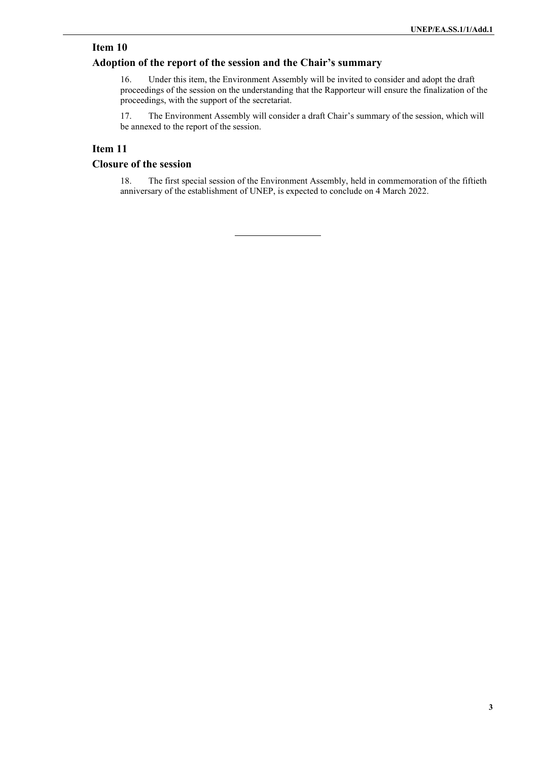## Item 10

## Adoption of the report of the session and the Chair's summary

16. Under this item, the Environment Assembly will be invited to consider and adopt the draft proceedings of the session on the understanding that the Rapporteur will ensure the finalization of the proceedings, with the support of the secretariat.

17. The Environment Assembly will consider a draft Chair's summary of the session, which will be annexed to the report of the session.

## Item 11

## Closure of the session

18. The first special session of the Environment Assembly, held in commemoration of the fiftieth anniversary of the establishment of UNEP, is expected to conclude on 4 March 2022.